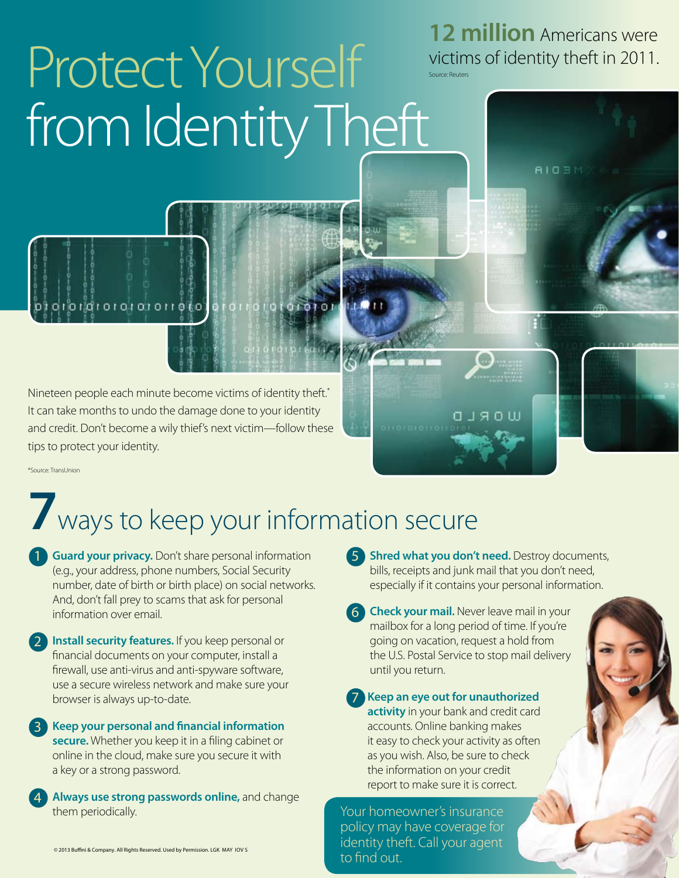# Protect Yourself from Identity Theft

**12 million** Americans were victims of identity theft in 2011.

Source: Reuters

Nineteen people each minute become victims of identity theft.* It can take months to undo the damage done to your identity and credit. Don't become a wily thief's next victim—follow these tips to protect your identity.

*Source: TransUnion

## 7 ways to keep your information secure

1. **Guard your privacy.** Don't share personal information (e.g., your address, phone numbers, Social Security number, date of birth or birth place) on social networks. And, don't fall prey to scams that ask for personal information over email.
2. **Install security features.** If you keep personal or financial documents on your computer, install a firewall, use anti-virus and anti-spyware software, use a secure wireless network and make sure your browser is always up-to-date.
3. **Keep your personal and financial information secure.** Whether you keep it in a filing cabinet or online in the cloud, make sure you secure it with a key or a strong password.
4. **Always use strong passwords online,** and change them periodically.
5. **Shred what you don't need.** Destroy documents, bills, receipts and junk mail that you don't need, especially if it contains your personal information.
6. **Check your mail.** Never leave mail in your mailbox for a long period of time. If you're going on vacation, request a hold from the U.S. Postal Service to stop mail delivery until you return.
7. **Keep an eye out for unauthorized activity** in your bank and credit card accounts. Online banking makes it easy to check your activity as often as you wish. Also, be sure to check the information on your credit report to make sure it is correct.

Your homeowner's insurance policy may have coverage for identity theft. Call your agent to find out.

© 2013 Buffini & Company. All Rights Reserved. Used by Permission. LGK MAY IOV S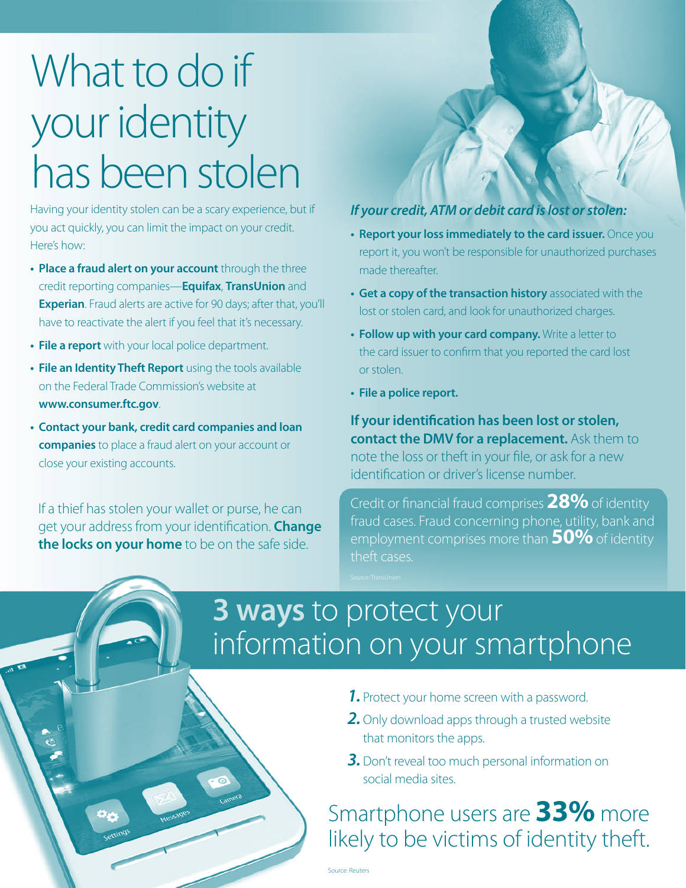# What to do if your identity has been stolen

Having your identity stolen can be a scary experience, but if you act quickly, you can limit the impact on your credit. Here's how:

- **Place a fraud alert on your account** through the three credit reporting companies—**Equifax**, **TransUnion** and **Experian**. Fraud alerts are active for 90 days; after that, you'll have to reactivate the alert if you feel that it's necessary.
- **File a report** with your local police department.
- **File an Identity Theft Report** using the tools available on the Federal Trade Commission's website at **www.consumer.ftc.gov**.
- **Contact your bank, credit card companies and loan companies** to place a fraud alert on your account or close your existing accounts.

If a thief has stolen your wallet or purse, he can get your address from your identification. **Change the locks on your home** to be on the safe side.

***If your credit, ATM or debit card is lost or stolen:***

- **Report your loss immediately to the card issuer.** Once you report it, you won't be responsible for unauthorized purchases made thereafter.
- **Get a copy of the transaction history** associated with the lost or stolen card, and look for unauthorized charges.
- **Follow up with your card company.** Write a letter to the card issuer to confirm that you reported the card lost or stolen.
- **File a police report.**

**If your identification has been lost or stolen, contact the DMV for a replacement.** Ask them to note the loss or theft in your file, or ask for a new identification or driver's license number.

Credit or financial fraud comprises **28%** of identity fraud cases. Fraud concerning phone, utility, bank and employment comprises more than **50%** of identity theft cases.

Source: TransUnion

## **3 ways** to protect your information on your smartphone

1. Protect your home screen with a password.
2. Only download apps through a trusted website that monitors the apps.
3. Don't reveal too much personal information on social media sites.

Smartphone users are **33%** more likely to be victims of identity theft.

Source: Reuters